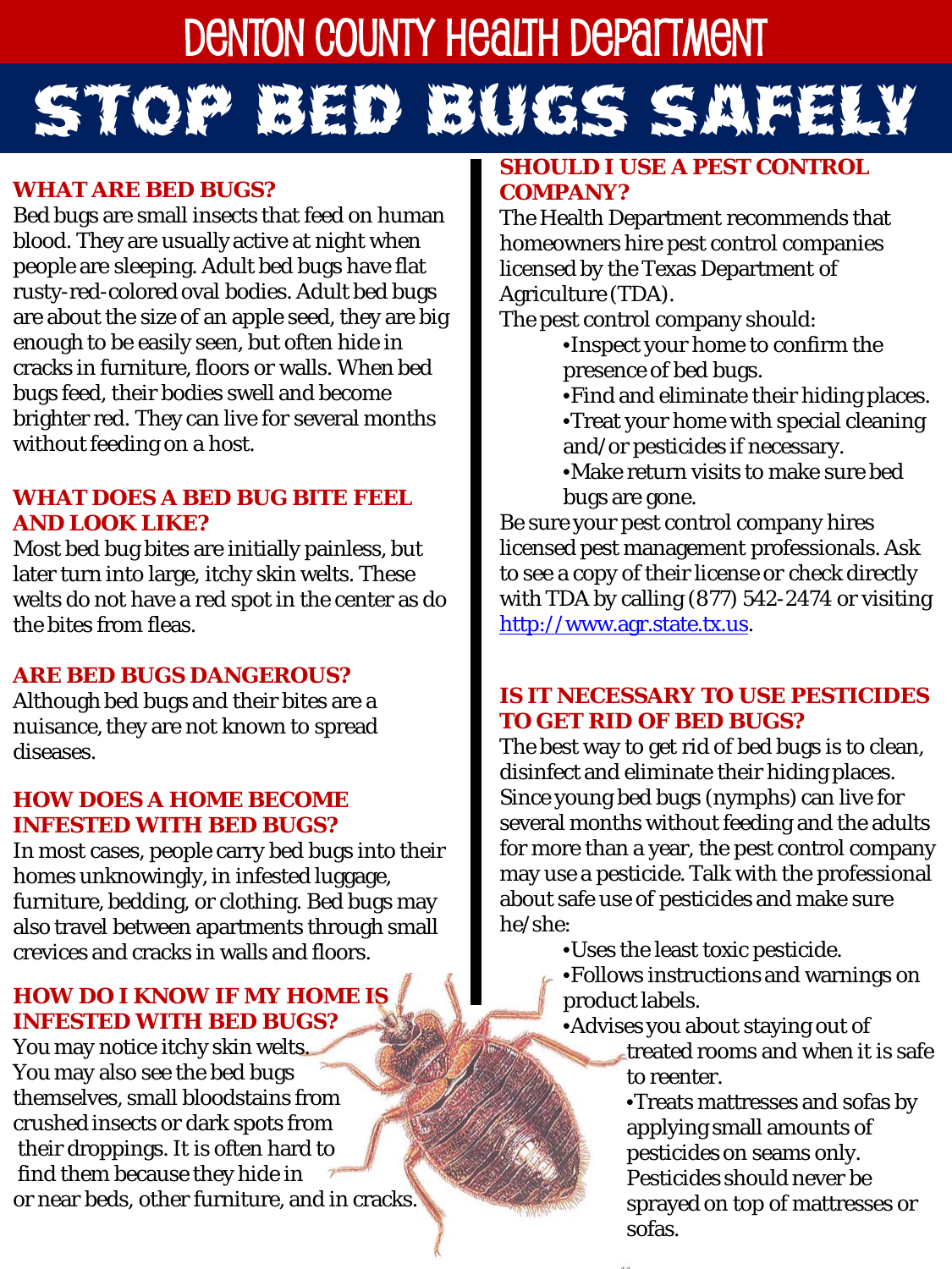# Denton County Health Department

# STOP BED BUGS SAFELY

## WHAT ARE BED BUGS?

Bed bugs are small insects that feed on human blood. They are usually active at night when people are sleeping. Adult bed bugs have flat rusty-red-colored oval bodies. Adult bed bugs are about the size of an apple seed, they are big enough to be easily seen, but often hide in cracks in furniture, floors or walls. When bed bugs feed, their bodies swell and become brighter red. They can live for several months without feeding on a host.

## WHAT DOES A BED BUG BITE FEEL AND LOOK LIKE?

Most bed bug bites are initially painless, but later turn into large, itchy skin welts. These welts do not have a red spot in the center as do the bites from fleas.

## ARE BED BUGS DANGEROUS?

Although bed bugs and their bites are a nuisance, they are not known to spread diseases.

## HOW DOES A HOME BECOME INFESTED WITH BED BUGS?

In most cases, people carry bed bugs into their homes unknowingly, in infested luggage, furniture, bedding, or clothing. Bed bugs may also travel between apartments through small crevices and cracks in walls and floors.

## HOW DO I KNOW IF MY HOME IS INFESTED WITH BED BUGS?

You may notice itchy skin welts. You may also see the bed bugs themselves, small bloodstains from crushed insects or dark spots from their droppings. It is often hard to find them because they hide in or near beds, other furniture, and in cracks.

## SHOULD I USE A PEST CONTROL COMPANY?

The Health Department recommends that homeowners hire pest control companies licensed by the Texas Department of Agriculture (TDA).

The pest control company should:

- Inspect your home to confirm the presence of bed bugs.
- Find and eliminate their hiding places.
- Treat your home with special cleaning and/or pesticides if necessary.
- Make return visits to make sure bed bugs are gone.

Be sure your pest control company hires licensed pest management professionals. Ask to see a copy of their license or check directly with TDA by calling (877) 542-2474 or visiting http://www.agr.state.tx.us.

## IS IT NECESSARY TO USE PESTICIDES TO GET RID OF BED BUGS?

The best way to get rid of bed bugs is to clean, disinfect and eliminate their hiding places. Since young bed bugs (nymphs) can live for several months without feeding and the adults for more than a year, the pest control company may use a pesticide. Talk with the professional about safe use of pesticides and make sure he/she:

- Uses the least toxic pesticide.
- Follows instructions and warnings on product labels.
- Advises you about staying out of treated rooms and when it is safe to reenter.
- Treats mattresses and sofas by applying small amounts of pesticides on seams only. Pesticides should never be sprayed on top of mattresses or sofas.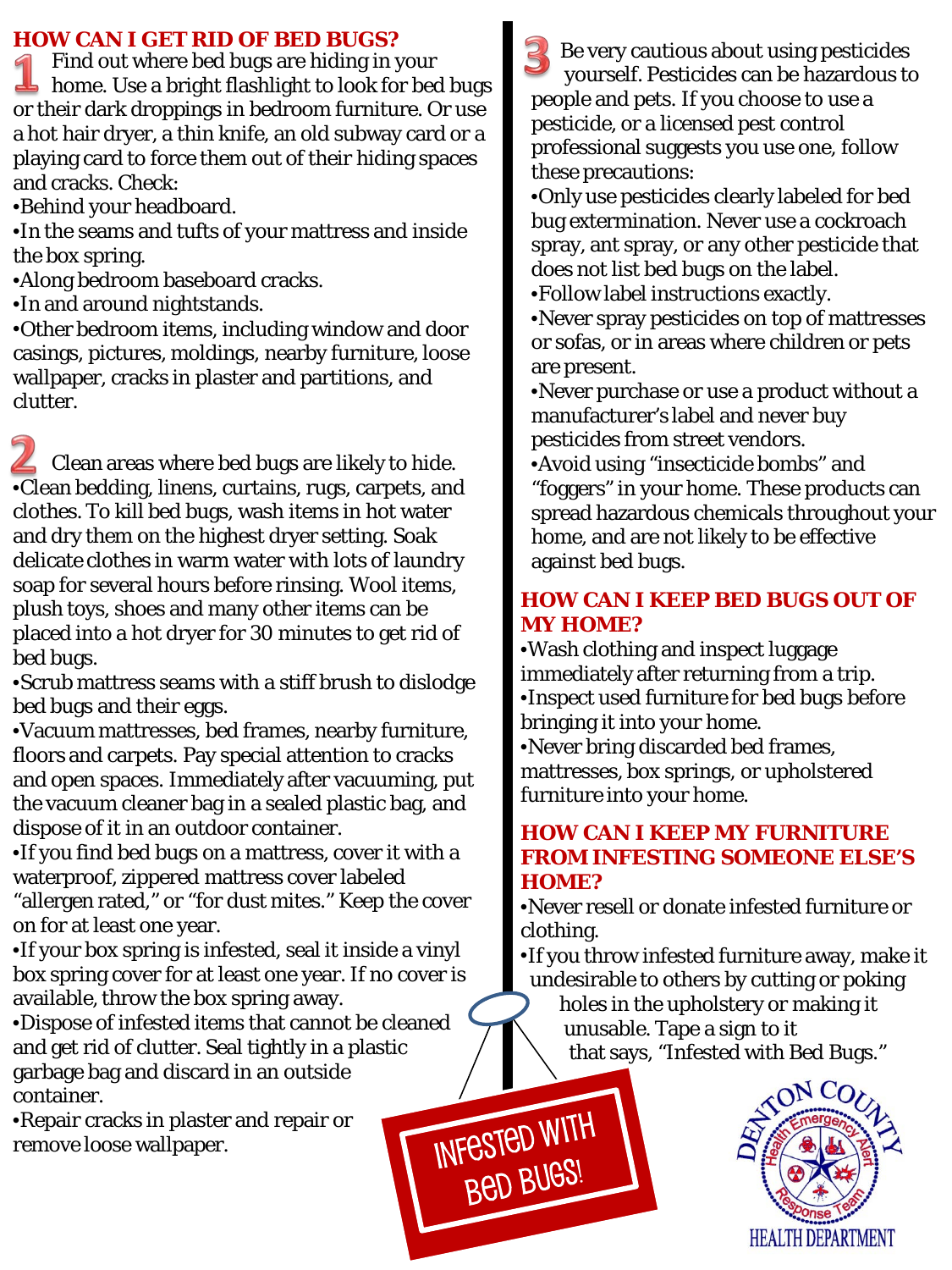## HOW CAN I GET RID OF BED BUGS?

1 Find out where bed bugs are hiding in your home. Use a bright flashlight to look for bed bugs or their dark droppings in bedroom furniture. Or use a hot hair dryer, a thin knife, an old subway card or a playing card to force them out of their hiding spaces and cracks. Check:

- Behind your headboard.
- In the seams and tufts of your mattress and inside the box spring.
- Along bedroom baseboard cracks.
- In and around nightstands.
- Other bedroom items, including window and door casings, pictures, moldings, nearby furniture, loose wallpaper, cracks in plaster and partitions, and clutter.

2 Clean areas where bed bugs are likely to hide.

- Clean bedding, linens, curtains, rugs, carpets, and clothes. To kill bed bugs, wash items in hot water and dry them on the highest dryer setting. Soak delicate clothes in warm water with lots of laundry soap for several hours before rinsing. Wool items, plush toys, shoes and many other items can be placed into a hot dryer for 30 minutes to get rid of bed bugs.
- Scrub mattress seams with a stiff brush to dislodge bed bugs and their eggs.
- Vacuum mattresses, bed frames, nearby furniture, floors and carpets. Pay special attention to cracks and open spaces. Immediately after vacuuming, put the vacuum cleaner bag in a sealed plastic bag, and dispose of it in an outdoor container.
- If you find bed bugs on a mattress, cover it with a waterproof, zippered mattress cover labeled "allergen rated," or "for dust mites." Keep the cover on for at least one year.
- If your box spring is infested, seal it inside a vinyl box spring cover for at least one year. If no cover is available, throw the box spring away.
- Dispose of infested items that cannot be cleaned and get rid of clutter. Seal tightly in a plastic garbage bag and discard in an outside container.
- Repair cracks in plaster and repair or remove loose wallpaper.

3 Be very cautious about using pesticides yourself. Pesticides can be hazardous to people and pets. If you choose to use a pesticide, or a licensed pest control professional suggests you use one, follow these precautions:

- Only use pesticides clearly labeled for bed bug extermination. Never use a cockroach spray, ant spray, or any other pesticide that does not list bed bugs on the label.
- Follow label instructions exactly.
- Never spray pesticides on top of mattresses or sofas, or in areas where children or pets are present.
- Never purchase or use a product without a manufacturer's label and never buy pesticides from street vendors.
- Avoid using "insecticide bombs" and "foggers" in your home. These products can spread hazardous chemicals throughout your home, and are not likely to be effective against bed bugs.

## HOW CAN I KEEP BED BUGS OUT OF MY HOME?

- Wash clothing and inspect luggage immediately after returning from a trip.
- Inspect used furniture for bed bugs before bringing it into your home.
- Never bring discarded bed frames, mattresses, box springs, or upholstered furniture into your home.

## HOW CAN I KEEP MY FURNITURE FROM INFESTING SOMEONE ELSE'S HOME?

- Never resell or donate infested furniture or clothing.
- If you throw infested furniture away, make it undesirable to others by cutting or poking holes in the upholstery or making it unusable. Tape a sign to it that says, "Infested with Bed Bugs."

INFESTED WITH BED BUGS!

DENTON COUNTY HEALTH DEPARTMENT